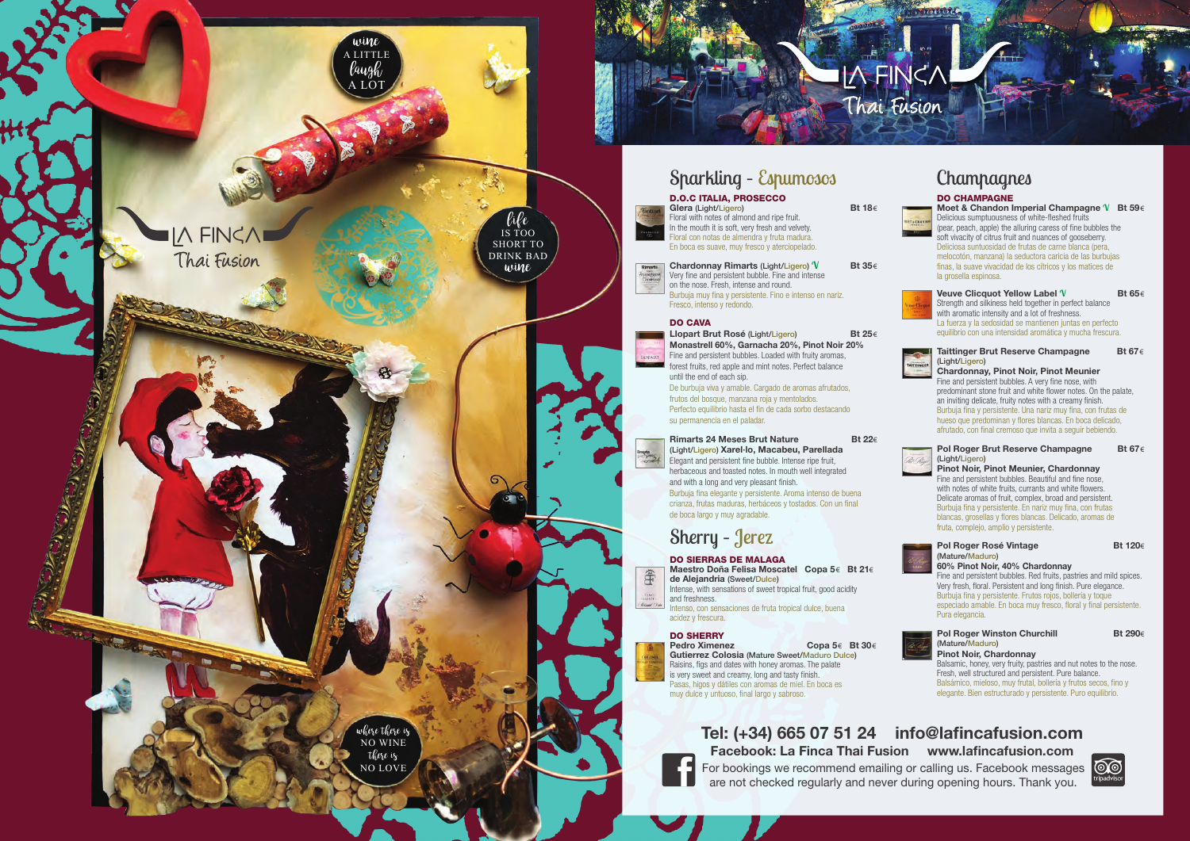wine A LITTLE laugh A LOT

# LA FINCA Thai Fusion

life IS TOO SHORT TO DRINK BAD wine

where there is NO WINE there is NO LOVE

## Sparkling - Espumosos

### D.O.C ITALIA, PROSECCO

**Glera** (Light/Ligero) — Bt 18€
Floral with notes of almond and ripe fruit.
In the mouth it is soft, very fresh and velvety.
Floral con notas de almendra y fruta madura.
En boca es suave, muy fresco y aterciopelado.

**Chardonnay Rimarts** (Light/Ligero) V — Bt 35€
Very fine and persistent bubble. Fine and intense on the nose. Fresh, intense and round.
Burbuja muy fina y persistente. Fino e intenso en nariz. Fresco, intenso y redondo.

### DO CAVA

**Llopart Brut Rosé** (Light/Ligero) — Bt 25€
**Monastrell 60%, Garnacha 20%, Pinot Noir 20%**
Fine and persistent bubbles. Loaded with fruity aromas, forest fruits, red apple and mint notes. Perfect balance until the end of each sip.
De burbuja viva y amable. Cargado de aromas afrutados, frutos del bosque, manzana roja y mentolados. Perfecto equilibrio hasta el fin de cada sorbo destacando su permanencia en el paladar.

**Rimarts 24 Meses Brut Nature** — Bt 22€
(Light/Ligero) **Xarel-lo, Macabeu, Parellada**
Elegant and persistent fine bubble. Intense ripe fruit, herbaceous and toasted notes. In mouth well integrated and with a long and very pleasant finish.
Burbuja fina elegante y persistente. Aroma intenso de buena crianza, frutas maduras, herbáceos y tostados. Con un final de boca largo y muy agradable.

## Sherry - Jerez

### DO SIERRAS DE MALAGA

**Maestro Doña Felisa Moscatel de Alejandría** (Sweet/Dulce) — Copa 5€ Bt 21€
Intense, with sensations of sweet tropical fruit, good acidity and freshness.
Intenso, con sensaciones de fruta tropical dulce, buena acidez y frescura.

### DO SHERRY

**Pedro Ximenez Gutierrez Colosia** (Mature Sweet/Maduro Dulce) — Copa 5€ Bt 30€
Raisins, figs and dates with honey aromas. The palate is very sweet and creamy, long and tasty finish.
Pasas, higos y dátiles con aromas de miel. En boca es muy dulce y untuoso, final largo y sabroso.

## Champagnes

### DO CHAMPAGNE

**Moet & Chandon Imperial Champagne** V — Bt 59€
Delicious sumptuousness of white-fleshed fruits (pear, peach, apple) the alluring caress of fine bubbles the soft vivacity of citrus fruit and nuances of gooseberry.
Deliciosa suntuosidad de frutas de carne blanca (pera, melocotón, manzana) la seductora caricia de las burbujas finas, la suave vivacidad de los cítricos y los matices de la grosella espinosa.

**Veuve Clicquot Yellow Label** V — Bt 65€
Strength and silkiness held together in perfect balance with aromatic intensity and a lot of freshness.
La fuerza y la sedosidad se mantienen juntas en perfecto equilibrio con una intensidad aromática y mucha frescura.

**Taittinger Brut Reserve Champagne** (Light/Ligero) — Bt 67€
**Chardonnay, Pinot Noir, Pinot Meunier**
Fine and persistent bubbles. A very fine nose, with predominant stone fruit and white flower notes. On the palate, an inviting delicate, fruity notes with a creamy finish.
Burbuja fina y persistente. Una nariz muy fina, con frutas de hueso que predominan y flores blancas. En boca delicado, afrutado, con final cremoso que invita a seguir bebiendo.

**Pol Roger Brut Reserve Champagne** (Light/Ligero) — Bt 67€
**Pinot Noir, Pinot Meunier, Chardonnay**
Fine and persistent bubbles. Beautiful and fine nose, with notes of white fruits, currants and white flowers. Delicate aromas of fruit, complex, broad and persistent.
Burbuja fina y persistente. En nariz muy fina, con frutas blancas, grosellas y flores blancas. Delicado, aromas de fruta, complejo, amplio y persistente.

**Pol Roger Rosé Vintage** (Mature/Maduro) — Bt 120€
**60% Pinot Noir, 40% Chardonnay**
Fine and persistent bubbles. Red fruits, pastries and mild spices. Very fresh, floral. Persistent and long finish. Pure elegance.
Burbuja fina y persistente. Frutos rojos, bollería y toque especiado amable. En boca muy fresco, floral y final persistente. Pura elegancia.

**Pol Roger Winston Churchill** (Mature/Maduro) — Bt 290€
**Pinot Noir, Chardonnay**
Balsamic, honey, very fruity, pastries and nut notes to the nose. Fresh, well structured and persistent. Pure balance.
Balsámico, mieloso, muy frutal, bollería y frutos secos, fino y elegante. Bien estructurado y persistente. Puro equilibrio.

**Tel: (+34) 665 07 51 24 info@lafincafusion.com**
**Facebook: La Finca Thai Fusion www.lafincafusion.com**
For bookings we recommend emailing or calling us. Facebook messages are not checked regularly and never during opening hours. Thank you.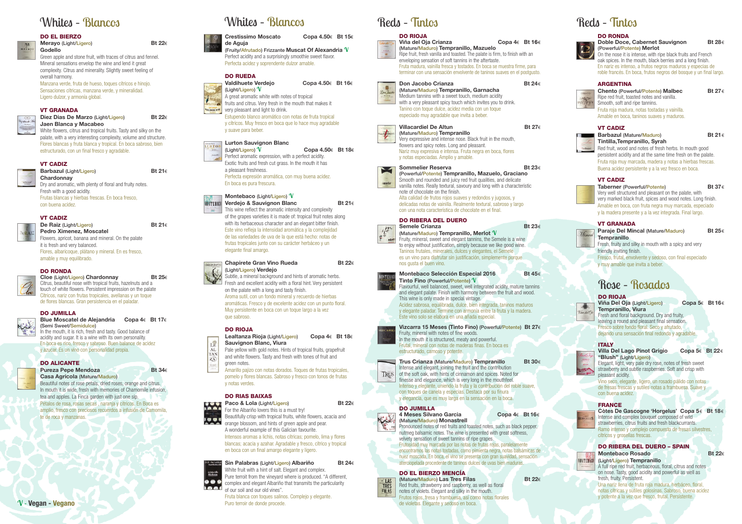# Whites - Blancos

## DO EL BIERZO

**Merayo** (Light/Ligero) Bt 22€
**Godello**
Green apple and stone fruit, with traces of citrus and fennel. Mineral sensations envelop the wine and lend it great complexity. Citrus and minerality. Slightly sweet feeling of overall harmony.
Manzana verde, fruta de hueso, toques cítricos e hinojo. Sensaciones cítricas, manzana verde, y mineralidad. Ligero dulzor, y armonía global.

## VT GRANADA

**Diez Dias De Marzo** (Light/Ligero) Bt 22€
**Jaen Blanca y Macabeo**
White flowers, citrus and tropical fruits. Tasty and silky on the palate, with a very interesting complexity, volume and structure.
Flores blancas y fruta blanca y tropical. En boca sabroso, bien estructurado, con un final fresco y agradable.

## VT CADIZ

**Barbazul** (Light/Ligero) Bt 21€
**Chardonnay**
Dry and aromatic, with plenty of floral and fruity notes. Fresh with a good acidity.
Frutas blancas y hierbas frescas. En boca fresco, con buena acidez.

## VT CADIZ

**De Raiz** (Light/Ligero) Bt 21€
**Pedro Ximenez, Moscatel**
Flowers, apricot, banana and mineral. On the palate it is fresh and very balanced.
Flores, albaricoque, plátano y mineral. En es fresco, amable y muy equilibrado.

## DO RONDA

**Cloe** (Light/Ligero) **Chardonnay** Bt 25€
Citrus, beautiful nose with tropical fruits, hazelnuts and a touch of white flowers. Persistent impression on the palate
Cítricos, nariz con frutas tropicales, avellanas y un toque de flores blancas. Gran persistencia en el paladar.

## DO JUMILLA

**Blue Moscatel de Alejandria** Copa 4€ Bt 17€
(Semi Sweet/Semidulce)
In the mouth, it is rich, fresh and tasty. Good balance of acidity and sugar. It is a wine with its own personality.
En boca es rico, fresco y sabroso. Buen balance de acidez y azucar. Es un vino con personalidad propia.

## DO ALICANTE

**Pureza Pepe Mendoza** Bt 34€
**Casa Agricola** (Mature/Maduro)
Beautiful notes of rose petals, dried roses, orange and citrus. In mouth it is wide, fresh with memories of Chamomile infusion, tea and apples. La Finca garden with just one sip.
Pétalos de rosa, rosas secas , naranja y cítricos. En Boca es amplio, fresco con preciosos recuerdos a infusión de Camomila, te de roca y manzanas.

**Crestissimo Moscato de Aguja** Copa 4.50€ Bt 15€
(Fruity/Afrutado) Frizzante **Muscat Of Alexandria** V
Perfect acidity and a surprisingly smoothie sweet flavor.
Perfecta acidez y sorprendente dulzor amable.

## DO RUEDA

**Valdihuete Verdejo** Copa 4.50€ Bt 16€
(Light/Ligero) V
A great aromatic white with notes of tropical fruits and citrus. Very fresh in the mouth that makes it very pleasant and light to drink.
Estupendo blanco aromático con notas de fruta tropical y cítricos. Muy fresco en boca que lo hace muy agradable y suave para beber.

**Lurton Sauvignon Blanc**
(Light/Ligero) V Copa 4.50€ Bt 18€
Perfect aromatic expression, with a perfect acidity. Exotic fruits and fresh cut grass. In the mouth it has a pleasant freshness.
Perfecta expresión aromática, con muy buena acidez. En boca es pura frescura.

**Montebaco** (Light/Ligero) V
**Verdejo & Sauvignon Blanc** Bt 21€
This wine reflect the aromatic intensity and complexity of the grapes varieties it is made of: tropical fruits notes along with its herbaceous character and an elegant bitter finish.
Este vino refleja la intensidad aromática y la complejidad de las variedades de uva de la que está hecho: notas de frutas tropicales junto con su carácter herbáceo y un elegante final amargo.

**Chapirete Gran Vino Rueda** Bt 22€
(Light/Ligero) **Verdejo**
Subtle, a mineral background and hints of aromatic herbs. Fresh and excellent acidity with a floral hint. Very persistent on the palate with a long and tasty finish.
Aroma sutil, con un fondo mineral y recuerdo de hierbas aromáticas. Fresco y de excelente acidez con un punto floral. Muy persistente en boca con un toque largo a la vez que sabroso.

## DO RIOJA

**Lealtanza Rioja** (Light/Ligero) Copa 4€ Bt 18€
**Sauvignon Blanc, Viura**
Pale yellow with gold notes. Hints of tropical fruits, grapefruit and white flowers. Tasty and fresh with tones of fruit and green notes.
Amarillo pajizo con notas dorados. Toques de frutas tropicales, pomelo y flores blancas. Sabroso y fresco con tonos de frutas y notas verdes.

## DO RIAS BAIXAS

**Paco & Lola** (Light/Ligero) Bt 22€
For the Albariño lovers this is a must try!
Beautifully crisp with tropical fruits, white flowers, acacia and orange blossom, and hints of green apple and pear. A wonderful example of this Galician favourite.
Intensos aromas a lichis, notas citricas; pomelo, lima y flores blancas; acacia y azahar. Agradable y fresco, cítrico y tropical en boca con un final amargo elegante y ligero.

**Sin Palabras** (Light/Ligero) **Albariño** Bt 24€
White fruit with a hint of salt. Elegant and complex. Pure terroir from the vineyard where is produced. "A different, complex and elegant Albariño that transmits the particularity of our soil and our old vines".
Fruta blanca con toques salinos. Complejo y elegante. Puro terroir de donde procede.

V - **Vegan - Vegano**

# Reds - Tintos

## DO RIOJA

**Viña del Oja Crianza** Copa 4€ Bt 16€
(Mature/Maduro) **Tempranillo, Mazuelo**
Ripe fruit, fresh vanilla and toasted. The palate is firm, to finish with an enveloping sensation of soft tannins in the aftertaste.
Fruta madura, vainilla fresca y tostados. En boca se muestra firme, para terminar con una sensación envolvente de taninos suaves en el postgusto.

**Don Jacobo Crianza** Bt 24€
(Mature/Maduro) **Tempranillo, Garnacha**
Medium tannins with a sweet touch, medium acidity with a very pleasant spicy touch which invites you to drink.
Tanino con toque dulce, acidez media con un toque especiado muy agradable que invita a beber.

**Villacardiel De Altun** Bt 27€
(Mature/Maduro) **Tempranillo**
Very expressive and intense nose. Black fruit in the mouth, flowers and spicy notes. Long and pleasant.
Nariz muy expresiva e intensa. Fruta negra en boca, flores y notas especiadas. Amplio y amable.

**Sommelier Reserva** Bt 23€
(Powerful/Potente) **Tempranillo, Mazuelo, Graciano**
Smooth and rounded and juicy red fruit qualities, and delicate vanilla notes. Really textural, savoury and long with a characteristic note of chocolate on the finish.
Alta calidad de frutos rojos suaves y redondos y jugosos, y delicadas notas de vainilla. Realmente textural, sabroso y largo con una nota característica de chocolate en el final.

## DO RIBERA DEL DUERO

**Semele Crianza** Bt 23€
(Mature/Maduro) **Tempranillo, Merlot** V
Fruity, mineral, sweet and elegant tannins, the Semele is a wine to enjoy without justification, simply because we like good wine.
Taninos frutales, minerales, dulces y elegantes, el Semele es un vino para disfrutar sin justificación, simplemente porque nos gusta el buen vino.

**Montebaco Selección Especial 2016** Bt 45€
**Tinto Fino** (Powerful/Potente) V
Flavourful, well balanced, sweet, well integrated acidity, mature tannins and elegant palate. Finish with harmony between the fruit and wood. This wine is only made in special vintage.
Acidez sabrosa, equilibrada, dulce, bien integrada, taninos maduros y elegante paladar. Termine con armonía entre la fruta y la madera. Este vino solo se elabora en una añada especial.

**Vizcarra 15 Meses** (**Tinto Fino**) (Powerful/Potente) Bt 27€
Fruity, mineral with notes of fine woods. In the mouth it is structured, meaty and powerful.
Frutal, mineral con notas de maderas finas. En boca es estructurado, carnoso y potente.

**Trus Crianza** (Mature/Maduro) **Tempranillo** Bt 30€
Intense and elegant, joining the fruit and the contribution of the soft oak, with hints of cinnamon and spices. Noted for finesse and elegance, which is very long in the mouthfeel.
Intenso y elegante, uniendo la fruta y la contribución del roble suave, con toques de canela y especias. Destaca por su finura y elegancia, que es muy larga en la sensación en la boca.

## DO JUMILLA

**4 Meses Silvano Garcia** Copa 4€ Bt 16€
(Mature/Maduro) **Monastrell**
Pronounced notes of red fruits and toasted notes, such as black pepper, nutmeg balsamic notes. The wine is presented with great softness, velvety sensation of sweet tannins of ripe grapes.
Frutosidad muy marcada por las notas de frutas rojas, paralelamente encontramos las notas tostadas, como pimienta negra, notas balsámicas de nuez moscada, En boca, el vino se presenta con gran suavidad, sensación aterciopelada procedente de taninos dulces de uvas bien maduras.

## DO EL BIERZO MENCÍA

(Mature/Maduro) **Las Tres Filas** Bt 22€
Red fruits, strawberry and raspberry, as well as floral notes of violets. Elegant and silky in the mouth.
Frutos rojos, fresa y frambuesa, así como notas florales de violetas. Elegante y sedoso en boca.

## DO RONDA

**Doble Doce, Cabernet Sauvignon** Bt 28€
(Powerful/Potente) **Merlot**
On the nose it is intense, with ripe black fruits and French oak spices. In the mouth, black berries and a long finish.
En nariz es intenso, a frutos negros maduros y especias de roble francés. En boca, frutos negros del bosque y un final largo.

## ARGENTINA

**Chento** (Powerful/Potente) **Malbec** Bt 27€
Ripe red fruit, toasted notes and vanilla. Smooth, soft and ripe tannins.
Fruta roja madura, notas tostadas y vainilla. Amable en boca, taninos suaves y maduros.

## VT CADIZ

**Barbazul** (Mature/Maduro) Bt 21€
**Tintilla,Tempranillo, Syrah**
Red fruit, wood and notes of fresh herbs. In mouth good persistent acidity and at the same time fresh on the palate.
Fruta roja muy marcada, madera y notas a hierbas frescas. Buena acidez persistente y a la vez fresco en boca.

## VT CADIZ

**Taberner** (Powerful/Potente) Bt 37€
Very well structured and pleasant on the palate, with very marked black fruit, spices and wood notes. Long finish.
Amable en boca, con fruta negra muy marcada, especiado y la madera presente y a la vez integrada. Final largo.

## VT GRANADA

**Paraje Del Mincal** (Mature/Maduro) Bt 25€
**Tempranillo**
Fresh, fruity and silky in mouth with a spicy and very friendly inviting finish.
Fresco, frutal, envolvente y sedoso, con final especiado y muy amable que invita a beber.

# Rose - Rosados

## DO RIOJA

**Viña Del Oja** (Light/Ligero) Copa 5€ Bt 16€
**Tempranillo, Viura**
Fresh and floral background. Dry and fruity, leaving a round and pleasant floral sensation.
Fresco sobre fondo floral. Seco y afrutado, dejando una sensación final redonda y agradable.

## ITALY

**Villa Del Lago Pinot Grigio** Copa 5€ Bt 22€
**"Blush"** (Light/Ligero)
Elegant, light, very pale dry rose, notes of fresh sweet strawberry and subtle raspberries. Soft and crisp with pleasant acidity.
Vino seco, elegante, ligero, un rosado pálido con notas de fresas frescas y sutiles notas a frambuesa. Suave y con buena acidez.

## FRANCE

**Còtes De Gascogne 'Horgelus'** Copa 5€ Bt 18€
Intense and complex bouquet composed of wild strawberries, citrus fruits and fresh blackcurrants.
Ramo intenso y complejo compuesto de fresas silvestres, cítricos y grosellas frescas.

## DO RIBERA DEL DUERO – SPAIN

**Montebaco Rosado** Bt 22€
(Light/Ligero) **Tempranillo**
A full ripe red fruit, herbaceous, floral, citrus and notes on nose. Tasty, good acidity and powerful as well as fresh, fruity. Persistent.
Una nariz llena de fruta roja madura, herbáceo, floral, notas cítricas y sutiles golosinas. Sabroso, buena acidez y potente a la vez que fresco, frutal. Persistente.